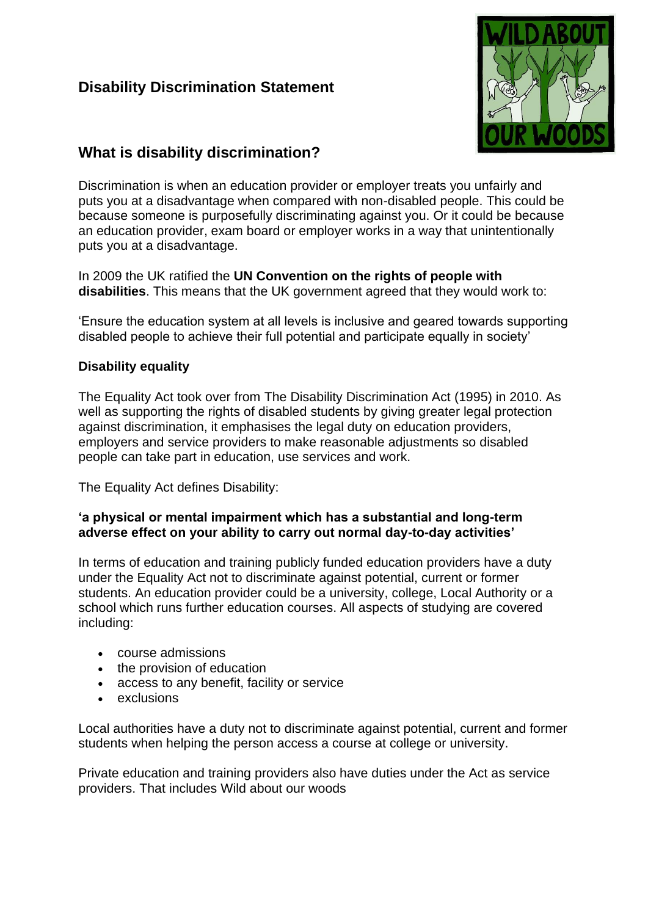# Disability Discrimination Statement

## What is disability discrimination?

Discrimination is when an education provider or employer treats you unfairly and puts you at a disadvantage when compared with non-disabled people. This could be because someone is purposefully discriminating against you. Or it could be because an education provider, exam board or employer works in a way that unintentionally puts you at a disadvantage.

In 2009 the UK ratified the **UN Convention on the rights of people with disabilities**. This means that the UK government agreed that they would work to:

'Ensure the education system at all levels is inclusive and geared towards supporting disabled people to achieve their full potential and participate equally in society'

**Disability equality**

The Equality Act took over from The Disability Discrimination Act (1995) in 2010. As well as supporting the rights of disabled students by giving greater legal protection against discrimination, it emphasises the legal duty on education providers, employers and service providers to make reasonable adjustments so disabled people can take part in education, use services and work.

The Equality Act defines Disability:

**'a physical or mental impairment which has a substantial and long-term adverse effect on your ability to carry out normal day-to-day activities'**

In terms of education and training publicly funded education providers have a duty under the Equality Act not to discriminate against potential, current or former students. An education provider could be a university, college, Local Authority or a school which runs further education courses. All aspects of studying are covered including:

- course admissions
- the provision of education
- access to any benefit, facility or service
- exclusions

Local authorities have a duty not to discriminate against potential, current and former students when helping the person access a course at college or university.

Private education and training providers also have duties under the Act as service providers. That includes Wild about our woods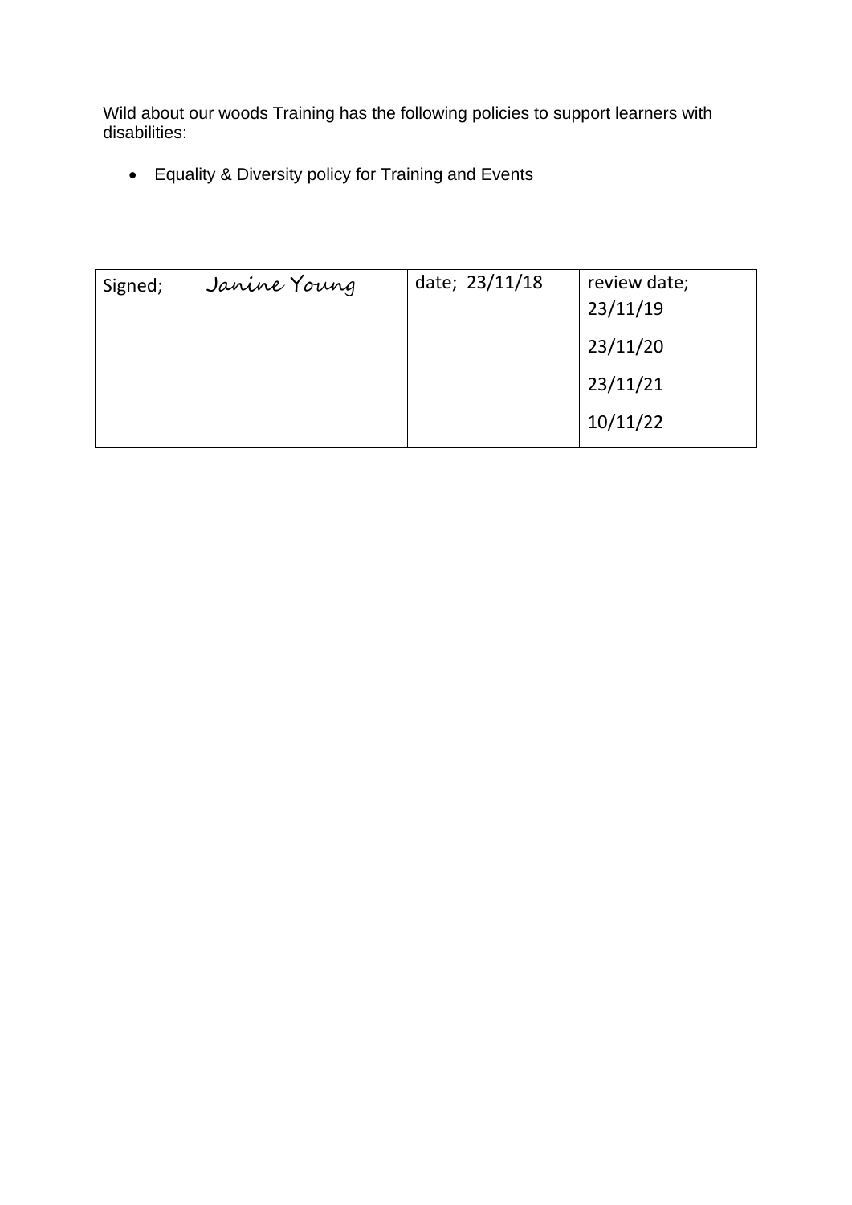Wild about our woods Training has the following policies to support learners with disabilities:

- Equality & Diversity policy for Training and Events

| | | |
|---|---|---|
| Signed; Janine Young | date; 23/11/18 | review date; 23/11/19<br>23/11/20<br>23/11/21<br>10/11/22 |